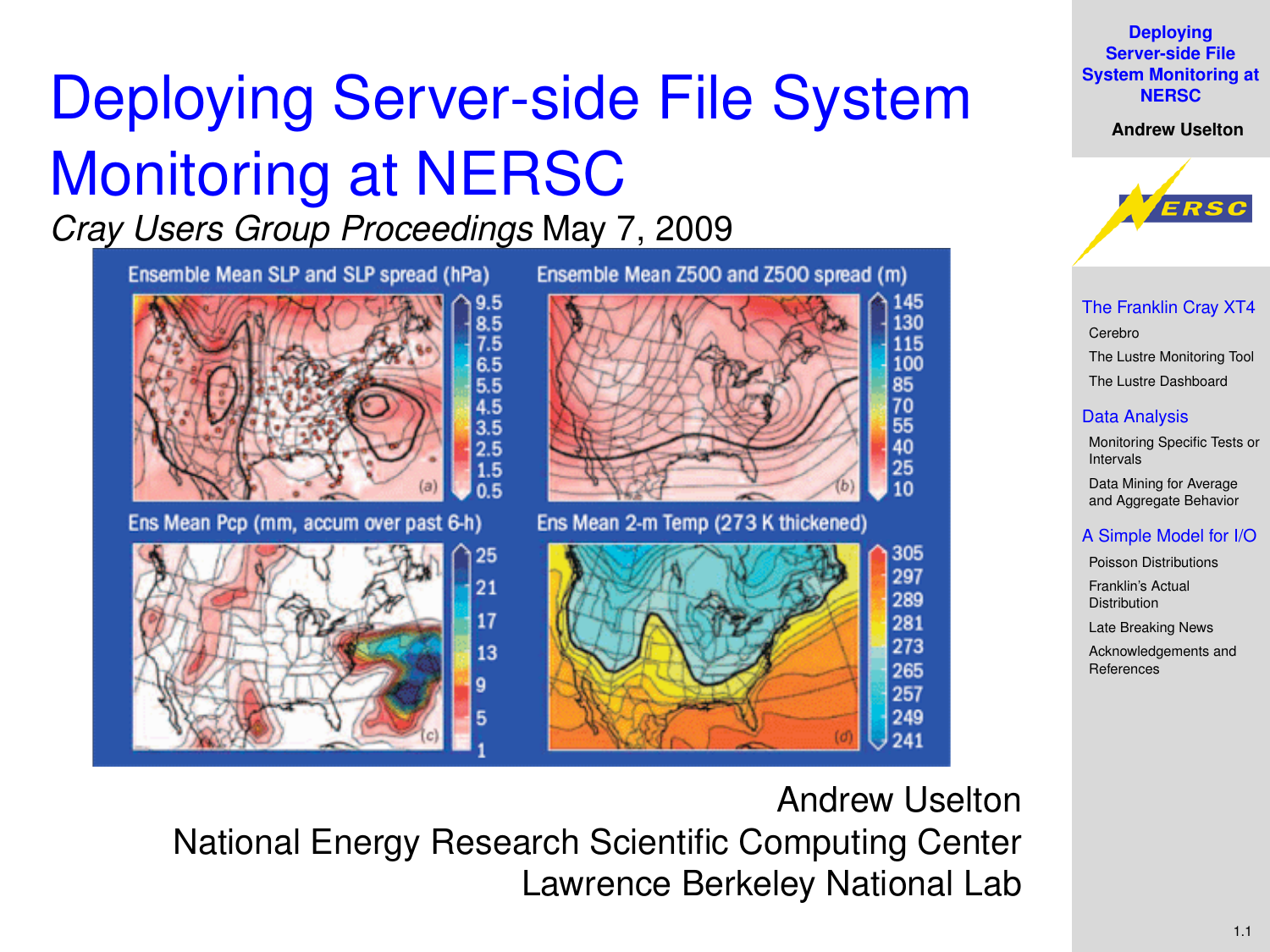# Deploying Server-side File System Monitoring at NERSC

*Cray Users Group Proceedings* May 7, 2009

Andrew Uselton
National Energy Research Scientific Computing Center
Lawrence Berkeley National Lab

**The Franklin Cray XT4**
- Cerebro
- The Lustre Monitoring Tool
- The Lustre Dashboard

**Data Analysis**
- Monitoring Specific Tests or Intervals
- Data Mining for Average and Aggregate Behavior

**A Simple Model for I/O**
- Poisson Distributions
- Franklin's Actual Distribution
- Late Breaking News
- Acknowledgements and References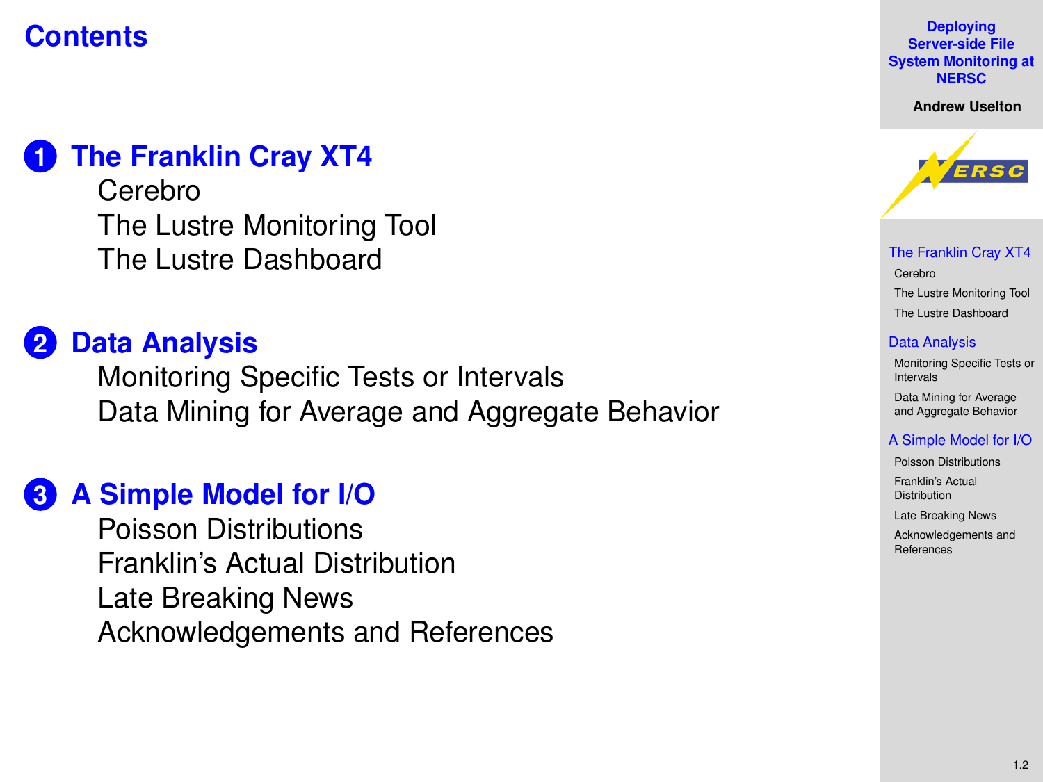# Contents

1. **The Franklin Cray XT4**
   - Cerebro
   - The Lustre Monitoring Tool
   - The Lustre Dashboard

2. **Data Analysis**
   - Monitoring Specific Tests or Intervals
   - Data Mining for Average and Aggregate Behavior

3. **A Simple Model for I/O**
   - Poisson Distributions
   - Franklin's Actual Distribution
   - Late Breaking News
   - Acknowledgements and References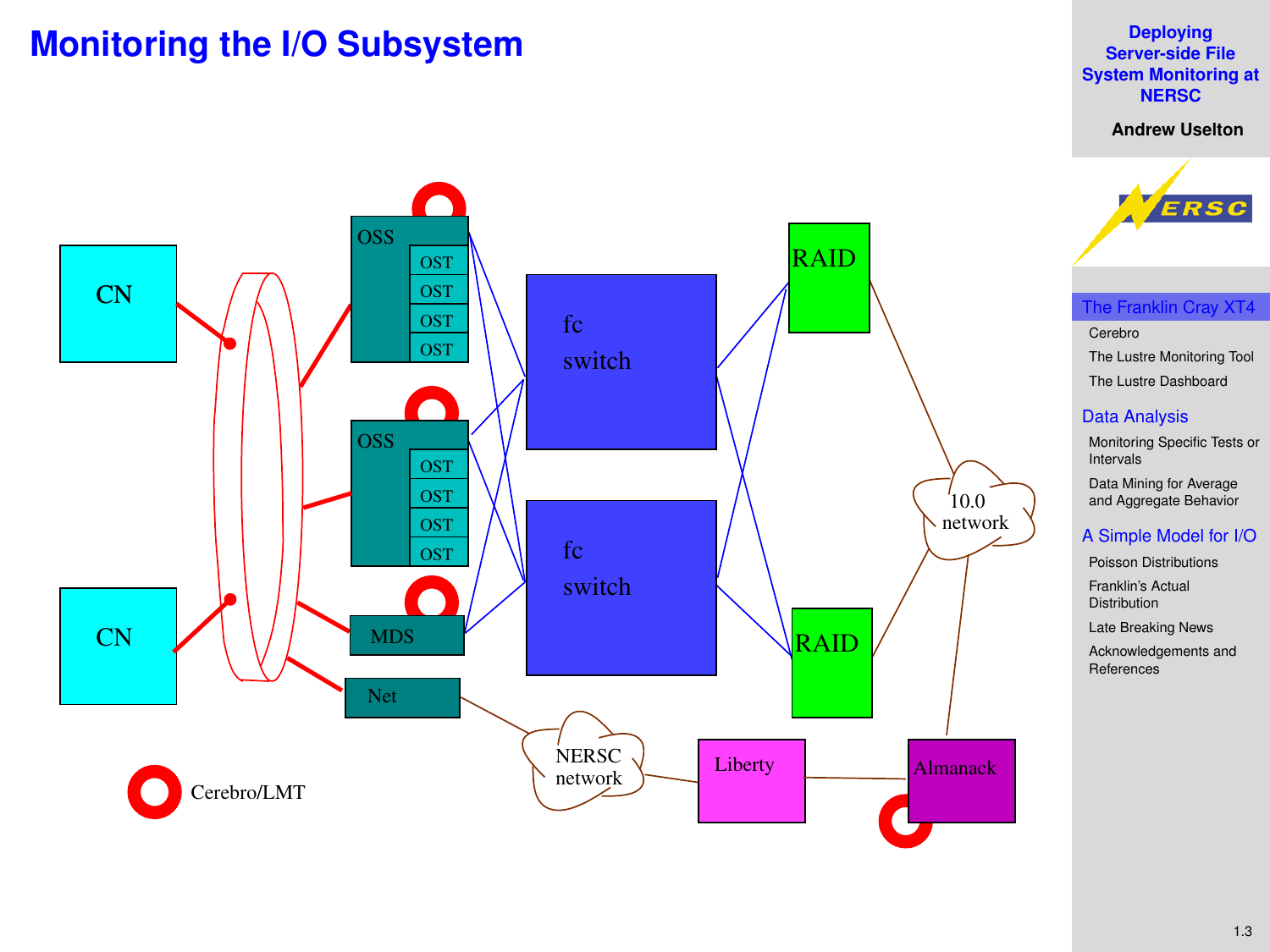# Monitoring the I/O Subsystem

CN

CN

OSS

OST

OST

OST

OST

OSS

OST

OST

OST

OST

MDS

Net

fc switch

fc switch

RAID

RAID

10.0 network

NERSC network

Liberty

Almanack

Cerebro/LMT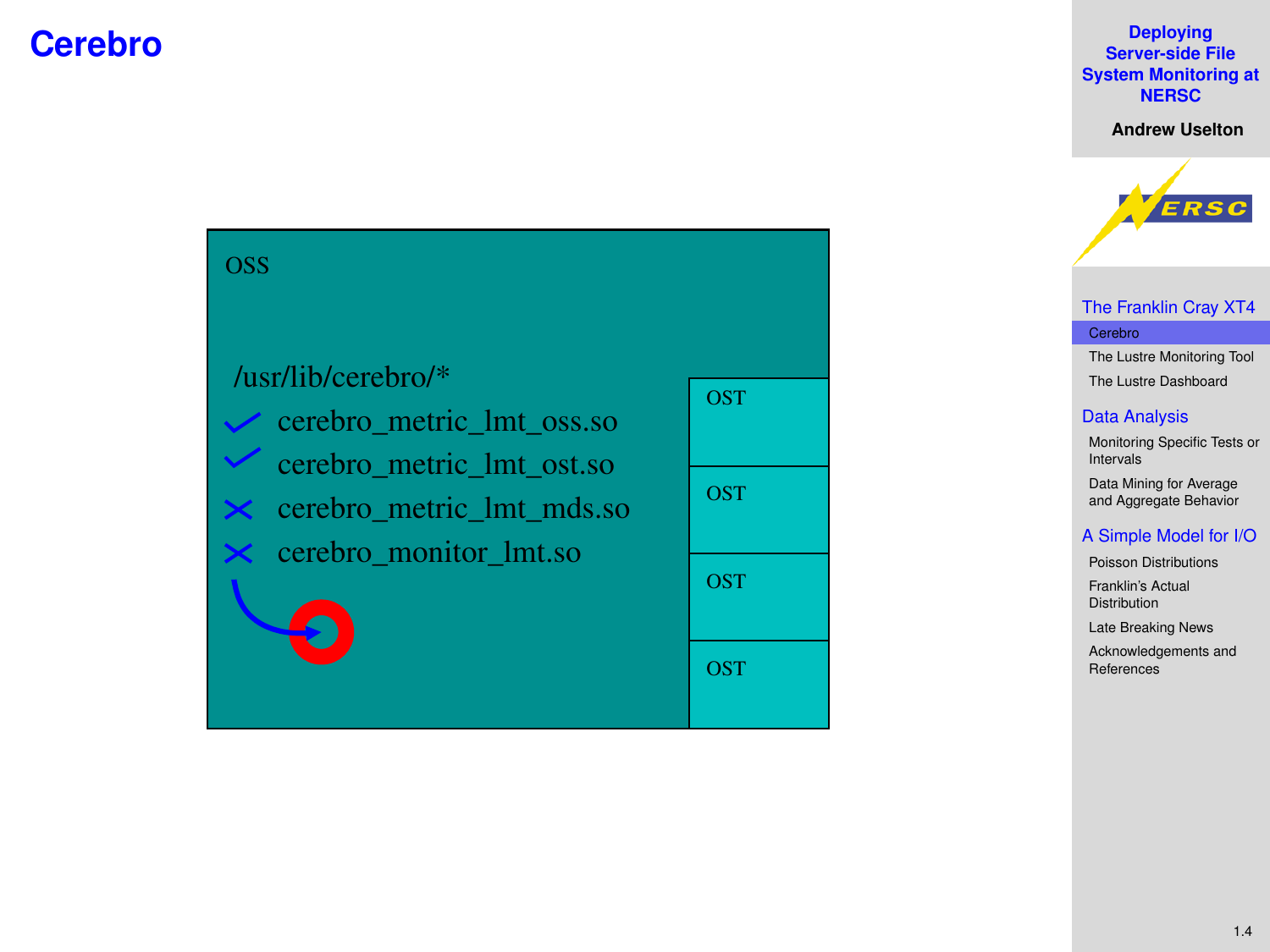# Cerebro

OSS

/usr/lib/cerebro/*

- ✓ cerebro_metric_lmt_oss.so
- ✓ cerebro_metric_lmt_ost.so
- ✗ cerebro_metric_lmt_mds.so
- ✗ cerebro_monitor_lmt.so

OST

OST

OST

OST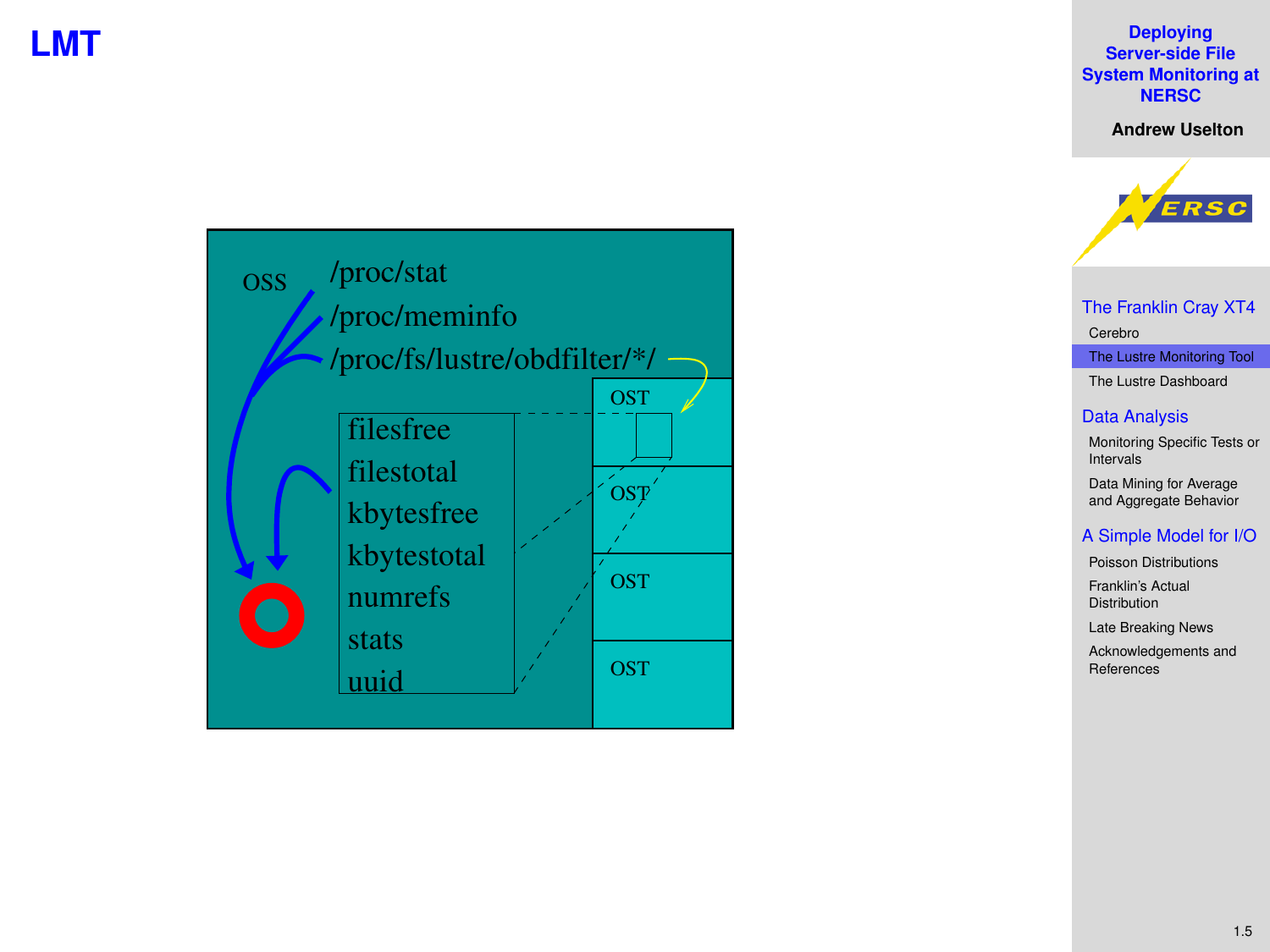# LMT

OSS

/proc/stat
/proc/meminfo
/proc/fs/lustre/obdfilter/*/

filesfree
filestotal
kbytesfree
kbytestotal
numrefs
stats
uuid

OST
OST
OST
OST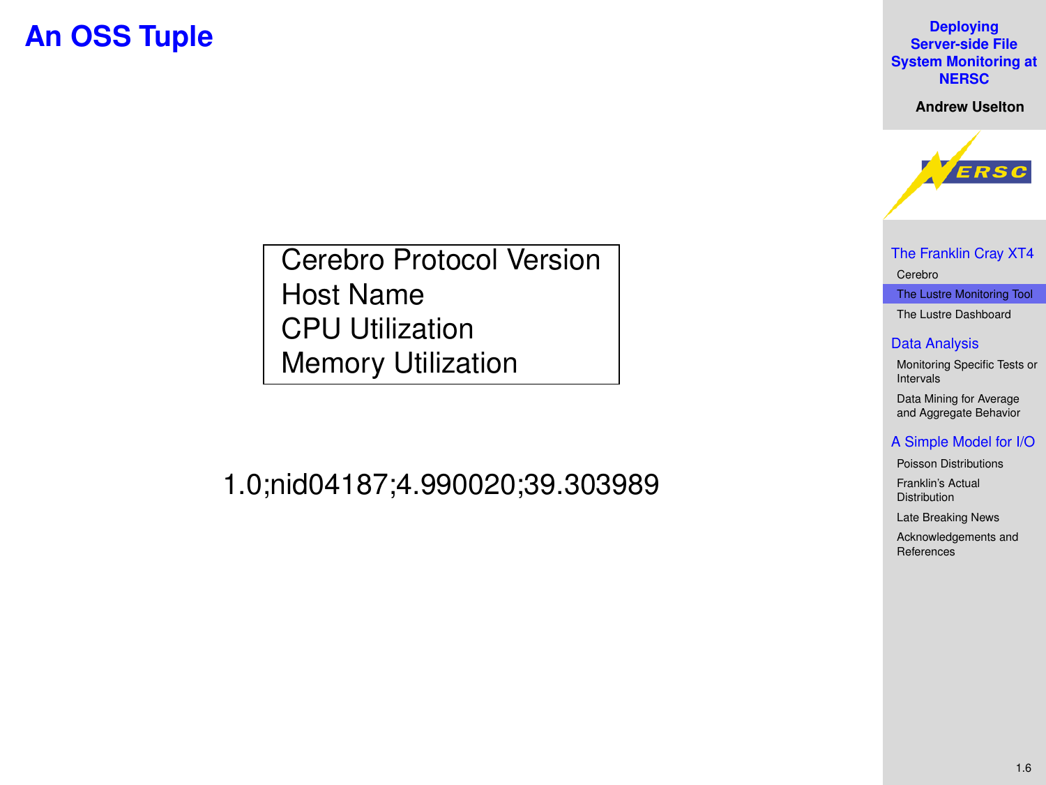# An OSS Tuple

| Cerebro Protocol Version |
|---|
| Host Name |
| CPU Utilization |
| Memory Utilization |

1.0;nid04187;4.990020;39.303989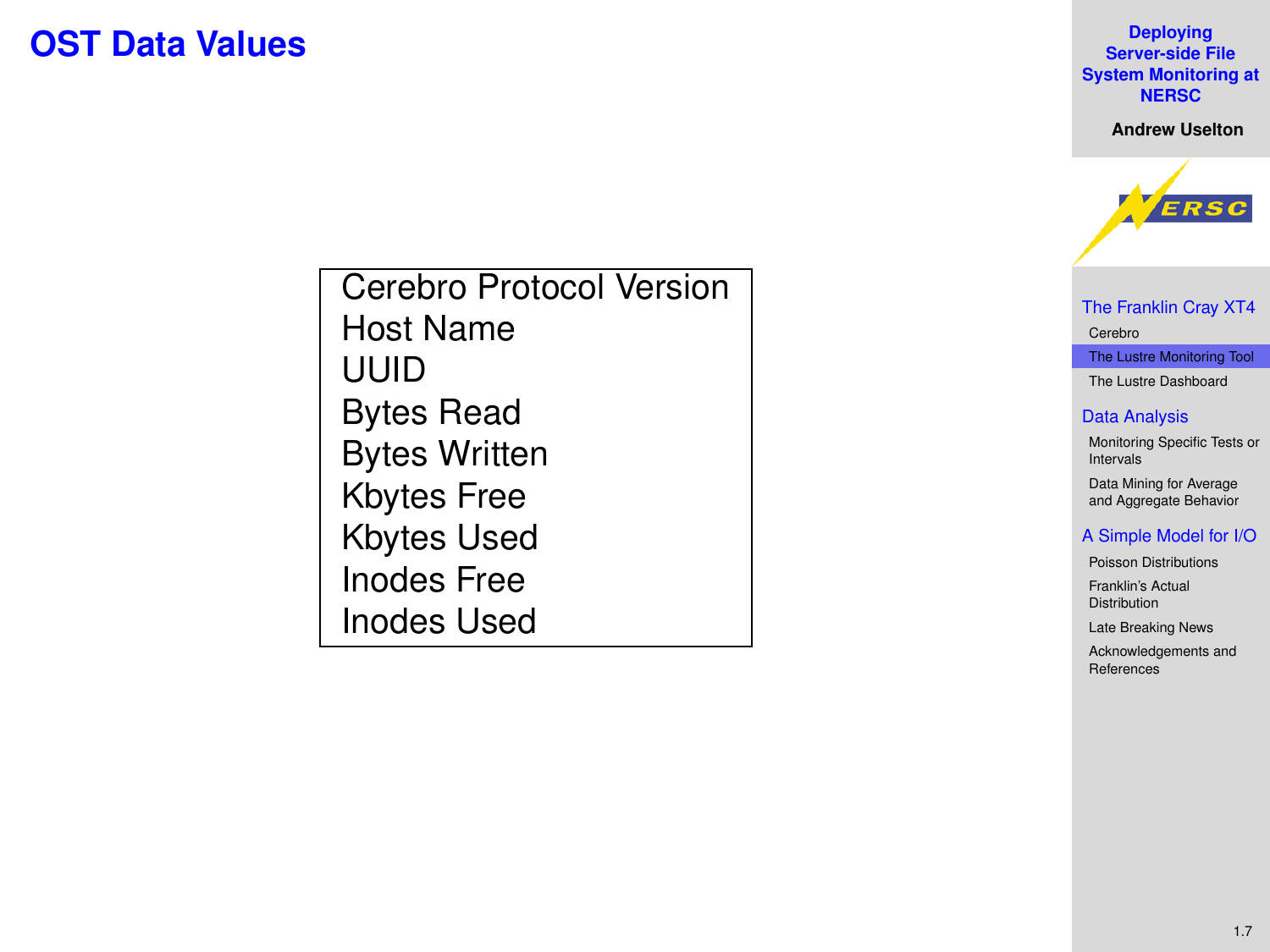# OST Data Values

| Cerebro Protocol Version |
|---|
| Host Name |
| UUID |
| Bytes Read |
| Bytes Written |
| Kbytes Free |
| Kbytes Used |
| Inodes Free |
| Inodes Used |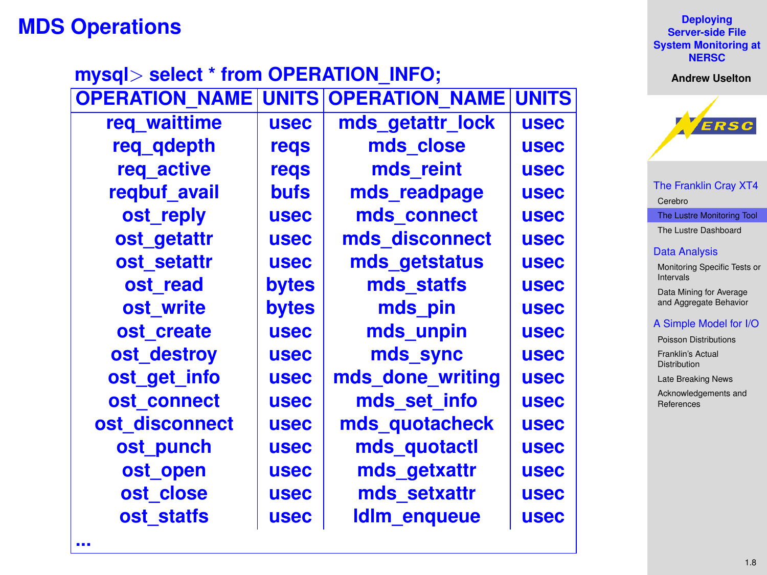# MDS Operations

mysql> select * from OPERATION_INFO;

| OPERATION_NAME | UNITS | OPERATION_NAME | UNITS |
|---|---|---|---|
| req_waittime | usec | mds_getattr_lock | usec |
| req_qdepth | reqs | mds_close | usec |
| req_active | reqs | mds_reint | usec |
| reqbuf_avail | bufs | mds_readpage | usec |
| ost_reply | usec | mds_connect | usec |
| ost_getattr | usec | mds_disconnect | usec |
| ost_setattr | usec | mds_getstatus | usec |
| ost_read | bytes | mds_statfs | usec |
| ost_write | bytes | mds_pin | usec |
| ost_create | usec | mds_unpin | usec |
| ost_destroy | usec | mds_sync | usec |
| ost_get_info | usec | mds_done_writing | usec |
| ost_connect | usec | mds_set_info | usec |
| ost_disconnect | usec | mds_quotacheck | usec |
| ost_punch | usec | mds_quotactl | usec |
| ost_open | usec | mds_getxattr | usec |
| ost_close | usec | mds_setxattr | usec |
| ost_statfs | usec | ldlm_enqueue | usec |

...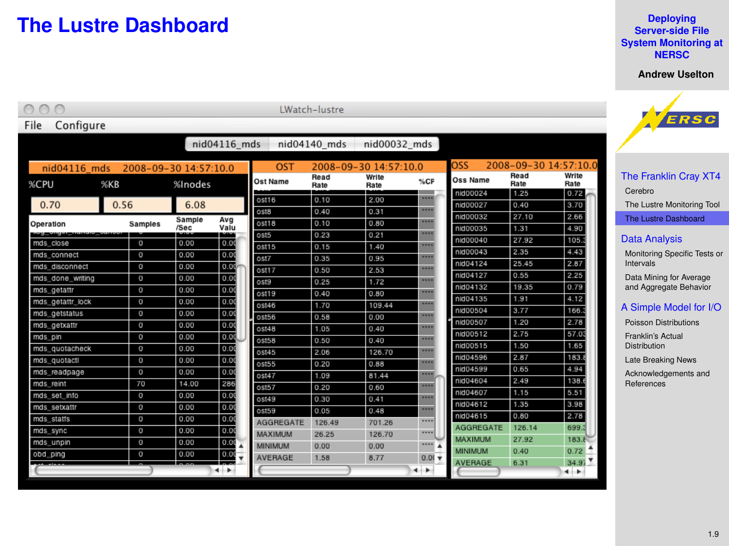# The Lustre Dashboard

LWatch-lustre

File Configure

nid04116_mds | nid04140_mds | nid00032_mds

nid04116_mds 2008-09-30 14:57:10.0

| %CPU | %KB | %Inodes |
|---|---|---|
| 0.70 | 0.56 | 6.08 |

| Operation | Samples | Sample /Sec | Avg Valu |
|---|---|---|---|
| mds_close | 0 | 0.00 | 0.00 |
| mds_connect | 0 | 0.00 | 0.00 |
| mds_disconnect | 0 | 0.00 | 0.00 |
| mds_done_writing | 0 | 0.00 | 0.00 |
| mds_getattr | 0 | 0.00 | 0.00 |
| mds_getattr_lock | 0 | 0.00 | 0.00 |
| mds_getstatus | 0 | 0.00 | 0.00 |
| mds_getxattr | 0 | 0.00 | 0.00 |
| mds_pin | 0 | 0.00 | 0.00 |
| mds_quotacheck | 0 | 0.00 | 0.00 |
| mds_quotactl | 0 | 0.00 | 0.00 |
| mds_readpage | 0 | 0.00 | 0.00 |
| mds_reint | 70 | 14.00 | 286 |
| mds_set_info | 0 | 0.00 | 0.00 |
| mds_setxattr | 0 | 0.00 | 0.00 |
| mds_statfs | 0 | 0.00 | 0.00 |
| mds_sync | 0 | 0.00 | 0.00 |
| mds_unpin | 0 | 0.00 | 0.00 |
| obd_ping | 0 | 0.00 | 0.00 |

OST 2008-09-30 14:57:10.0

| Ost Name | Read Rate | Write Rate | %CF |
|---|---|---|---|
| ost16 | 0.10 | 2.00 | **** |
| ost8 | 0.40 | 0.31 | **** |
| ost18 | 0.10 | 0.80 | **** |
| ost5 | 0.23 | 0.21 | **** |
| ost15 | 0.15 | 1.40 | **** |
| ost7 | 0.35 | 0.95 | **** |
| ost17 | 0.50 | 2.53 | **** |
| ost9 | 0.25 | 1.72 | **** |
| ost19 | 0.40 | 0.80 | **** |
| ost46 | 1.70 | 109.44 | **** |
| ost56 | 0.58 | 0.00 | **** |
| ost48 | 1.05 | 0.40 | **** |
| ost58 | 0.50 | 0.40 | **** |
| ost45 | 2.06 | 126.70 | **** |
| ost55 | 0.20 | 0.88 | **** |
| ost47 | 1.09 | 81.44 | **** |
| ost57 | 0.20 | 0.60 | **** |
| ost49 | 0.30 | 0.41 | **** |
| ost59 | 0.05 | 0.48 | **** |
| AGGREGATE | 126.49 | 701.26 | **** |
| MAXIMUM | 26.25 | 126.70 | **** |
| MINIMUM | 0.00 | 0.00 | **** |
| AVERAGE | 1.58 | 8.77 | 0.00 |

OSS 2008-09-30 14:57:10.0

| Oss Name | Read Rate | Write Rate |
|---|---|---|
| nid00024 | 1.25 | 0.72 |
| nid00027 | 0.40 | 3.70 |
| nid00032 | 27.10 | 2.66 |
| nid00035 | 1.31 | 4.90 |
| nid00040 | 27.92 | 105.3 |
| nid00043 | 2.35 | 4.43 |
| nid04124 | 25.45 | 2.87 |
| nid04127 | 0.55 | 2.25 |
| nid04132 | 19.35 | 0.79 |
| nid04135 | 1.91 | 4.12 |
| nid00504 | 3.77 | 166.3 |
| nid00507 | 1.20 | 2.78 |
| nid00512 | 2.75 | 57.03 |
| nid00515 | 1.50 | 1.65 |
| nid04596 | 2.87 | 183.8 |
| nid04599 | 0.65 | 4.94 |
| nid04604 | 2.49 | 138.6 |
| nid04607 | 1.15 | 5.51 |
| nid04612 | 1.35 | 3.98 |
| nid04615 | 0.80 | 2.78 |
| AGGREGATE | 126.14 | 699.3 |
| MAXIMUM | 27.92 | 183.8 |
| MINIMUM | 0.40 | 0.72 |
| AVERAGE | 6.31 | 34.97 |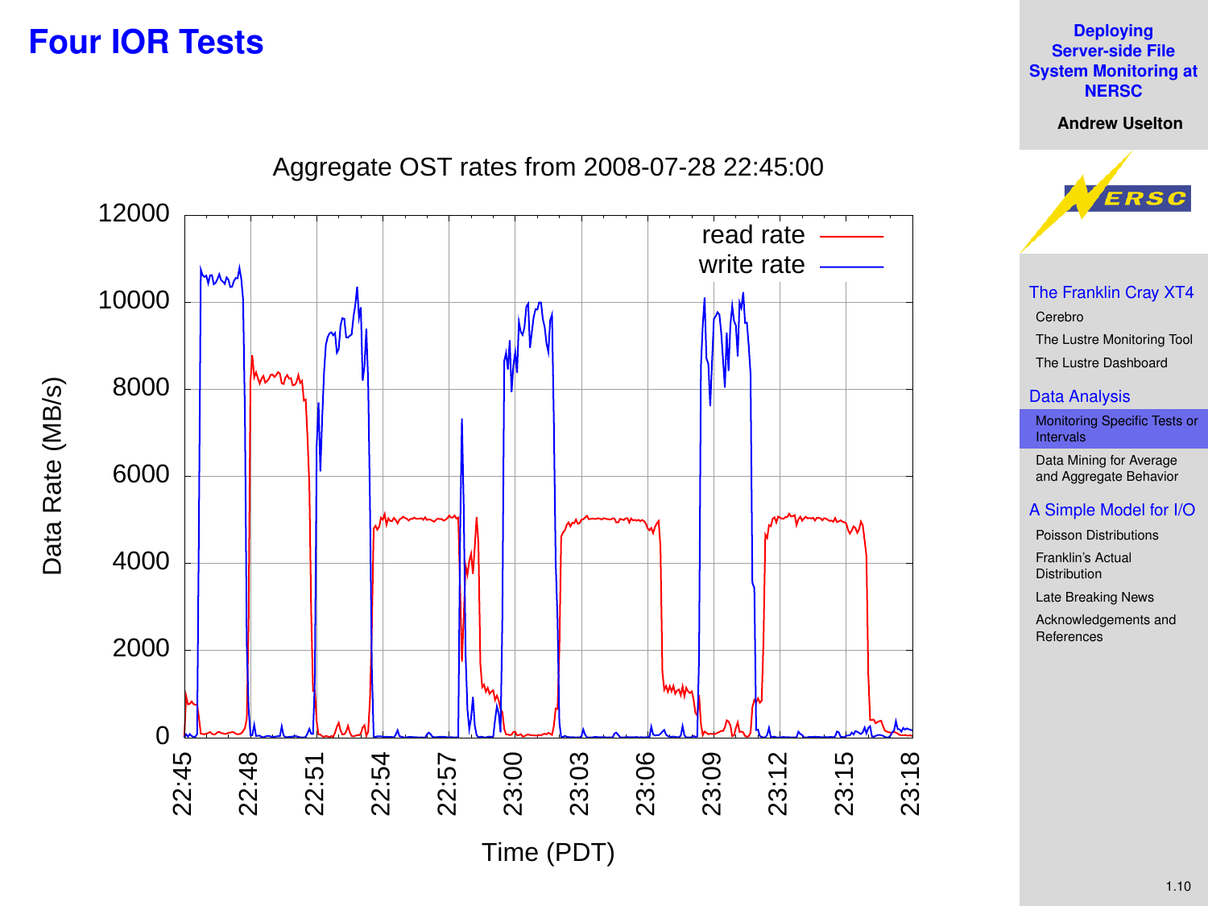# Four IOR Tests

Aggregate OST rates from 2008-07-28 22:45:00

Data Rate (MB/s)

Time (PDT)

read rate

write rate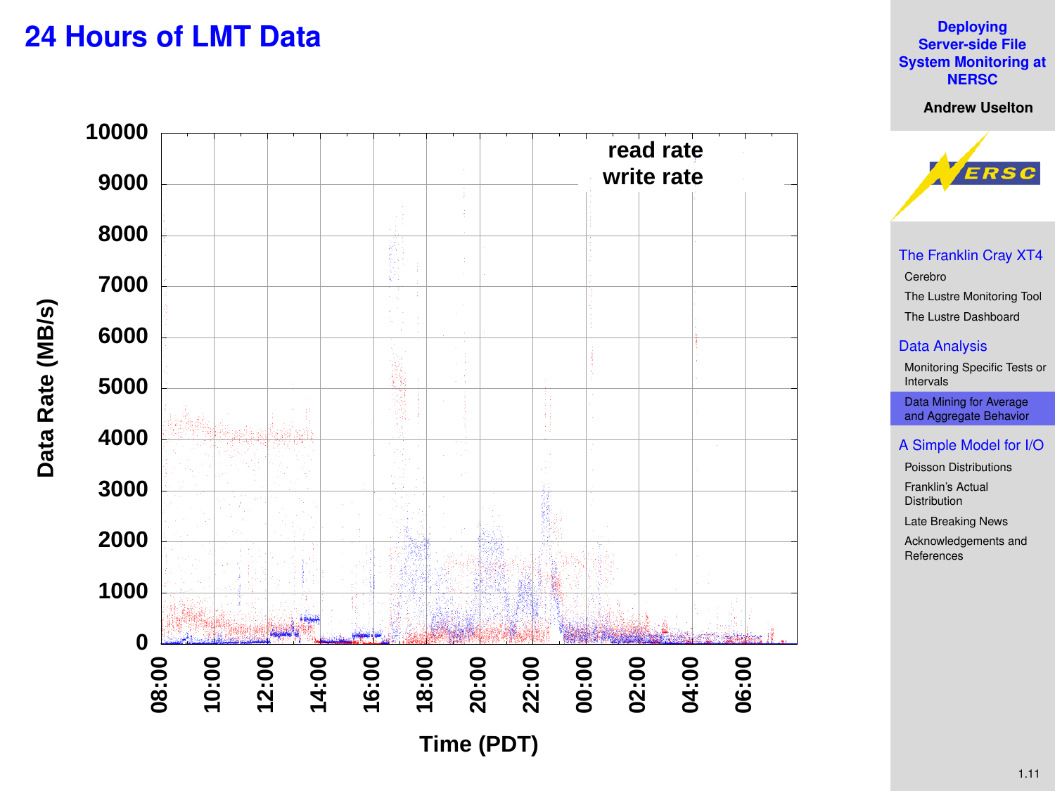# 24 Hours of LMT Data

Data Rate (MB/s)

10000, 9000, 8000, 7000, 6000, 5000, 4000, 3000, 2000, 1000, 0

read rate
write rate

08:00, 10:00, 12:00, 14:00, 16:00, 18:00, 20:00, 22:00, 00:00, 02:00, 04:00, 06:00

Time (PDT)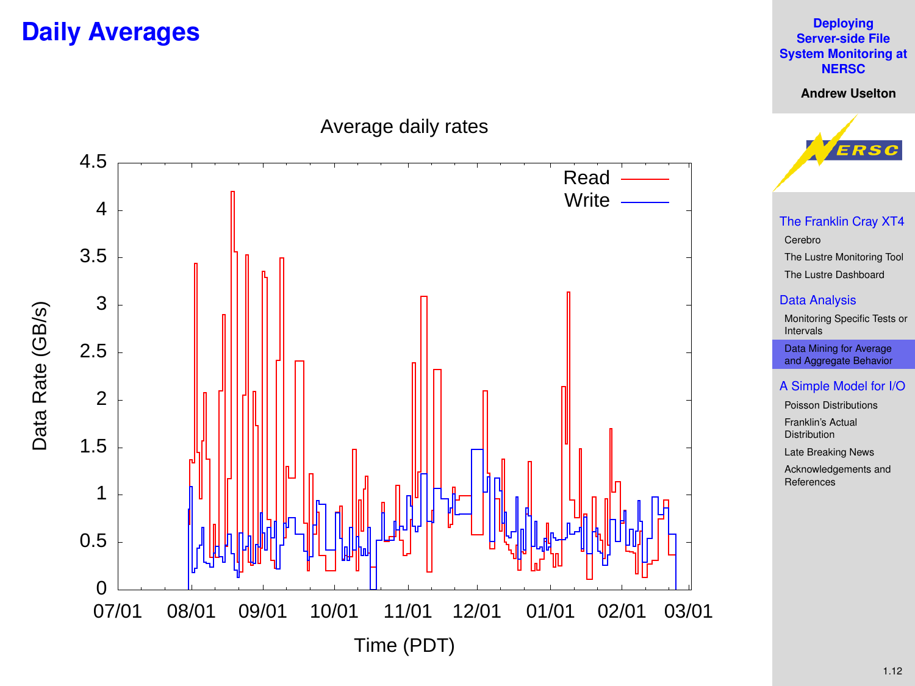# Daily Averages

Average daily rates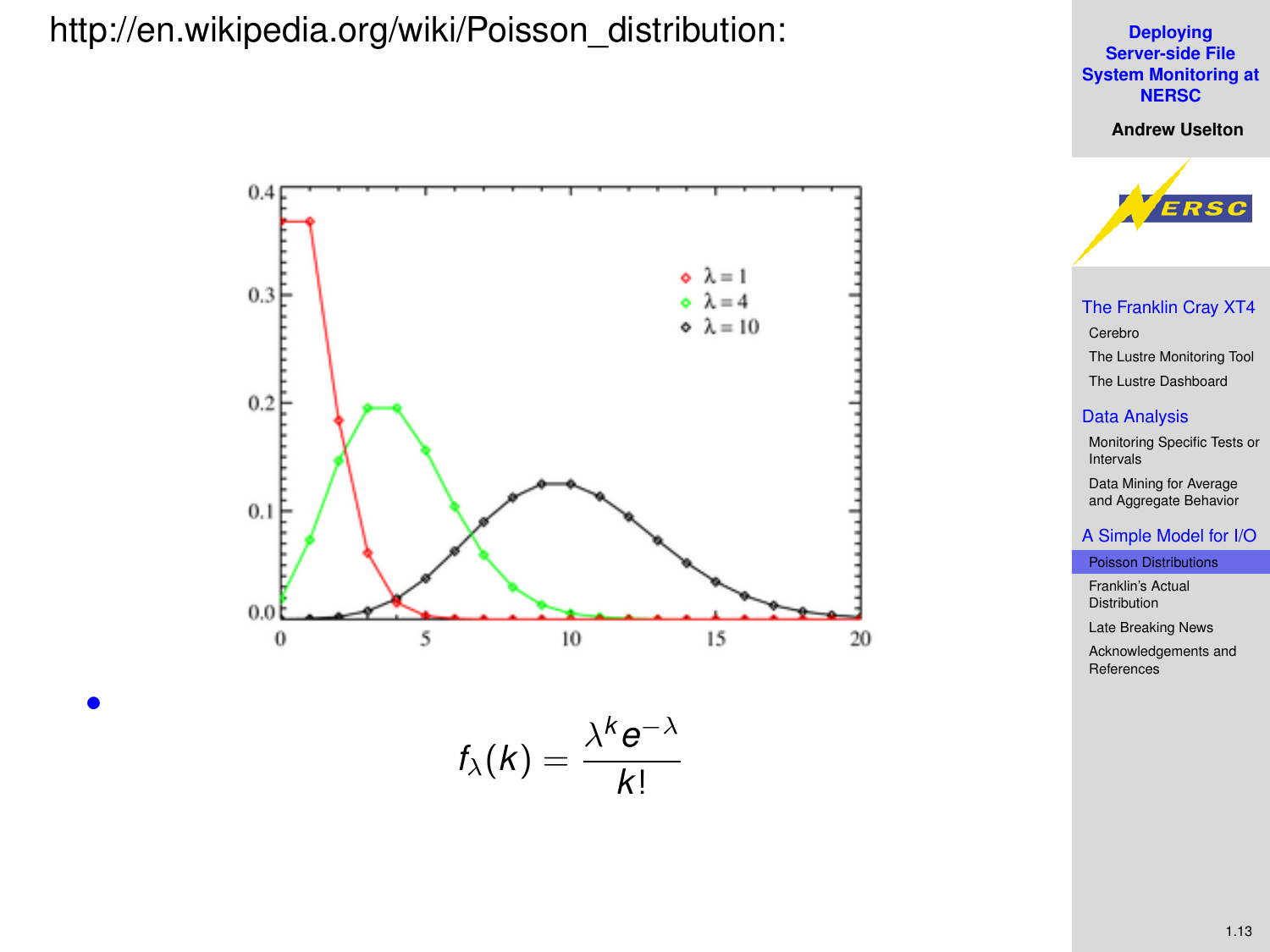http://en.wikipedia.org/wiki/Poisson_distribution:

- $$f_\lambda(k) = \frac{\lambda^k e^{-\lambda}}{k!}$$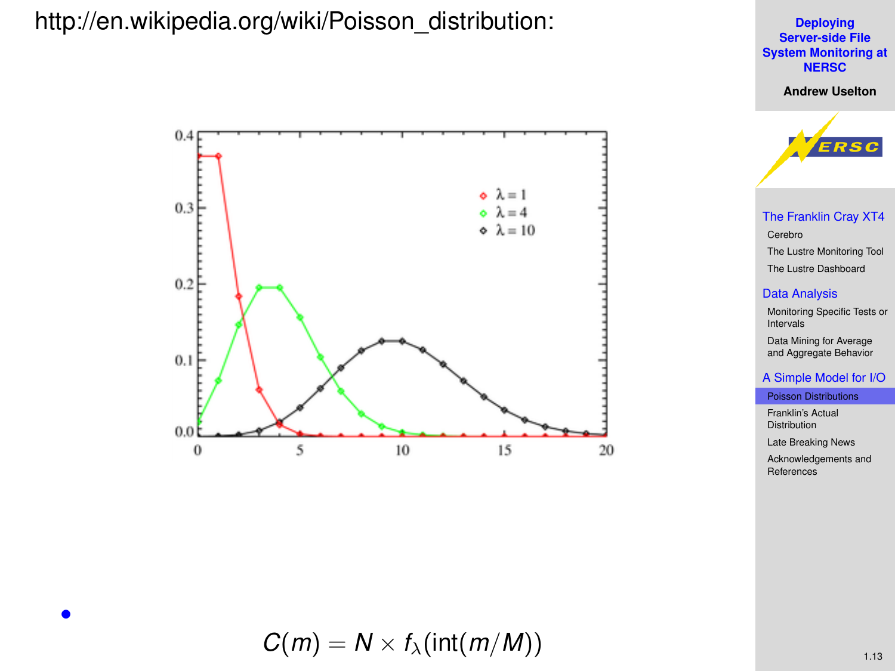http://en.wikipedia.org/wiki/Poisson_distribution:

- $$C(m) = N \times f_{\lambda}(\text{int}(m/M))$$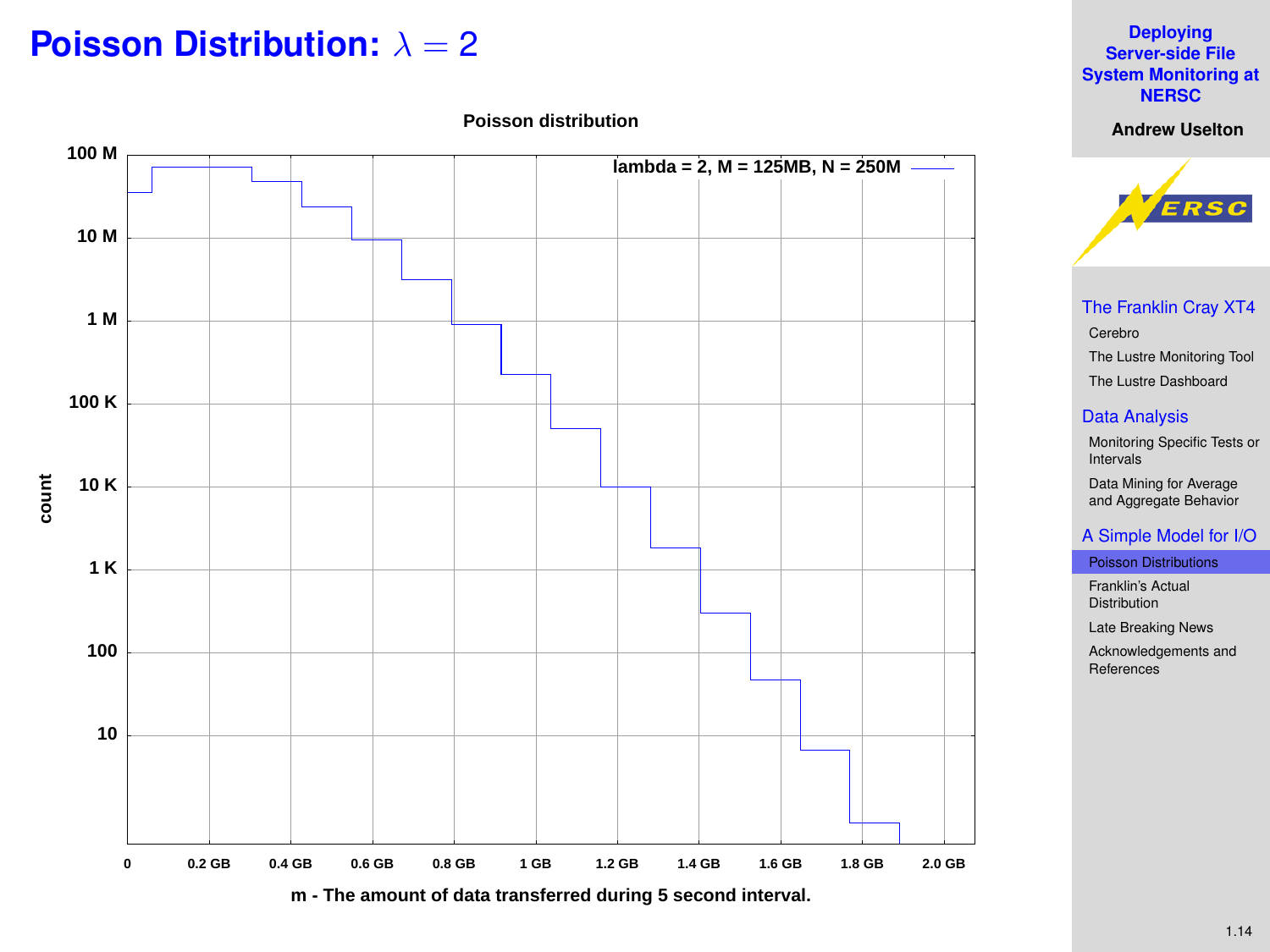# Poisson Distribution: $\lambda = 2$

**Poisson distribution**

lambda = 2, M = 125MB, N = 250M

count: 10, 100, 1 K, 10 K, 100 K, 1 M, 10 M, 100 M

0, 0.2 GB, 0.4 GB, 0.6 GB, 0.8 GB, 1 GB, 1.2 GB, 1.4 GB, 1.6 GB, 1.8 GB, 2.0 GB

m - The amount of data transferred during 5 second interval.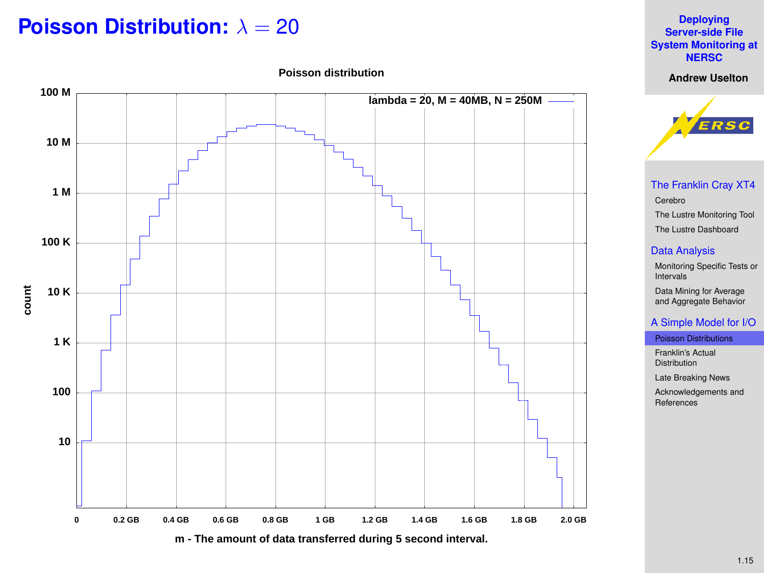# Poisson Distribution: $\lambda = 20$

**Poisson distribution**

lambda = 20, M = 40MB, N = 250M

count

m - The amount of data transferred during 5 second interval.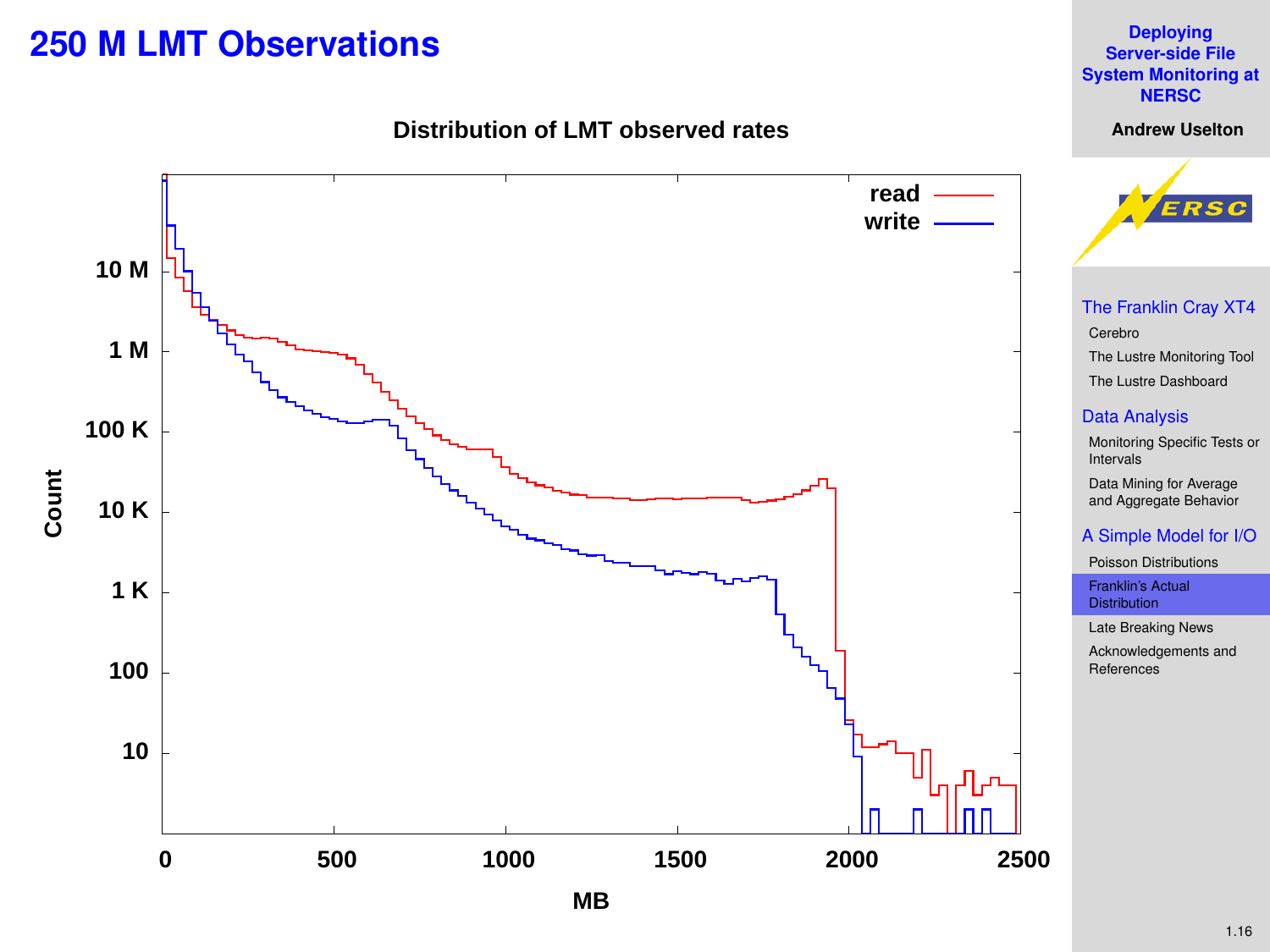# 250 M LMT Observations

Distribution of LMT observed rates

| | |
|---|---|
| read | |
| write | |

Count

MB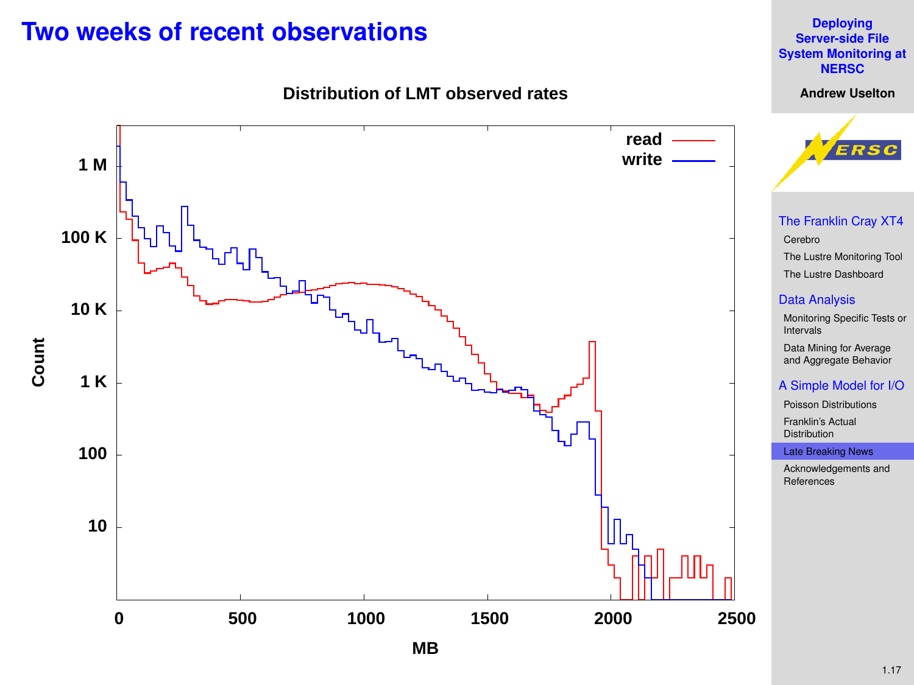# Two weeks of recent observations

**Distribution of LMT observed rates**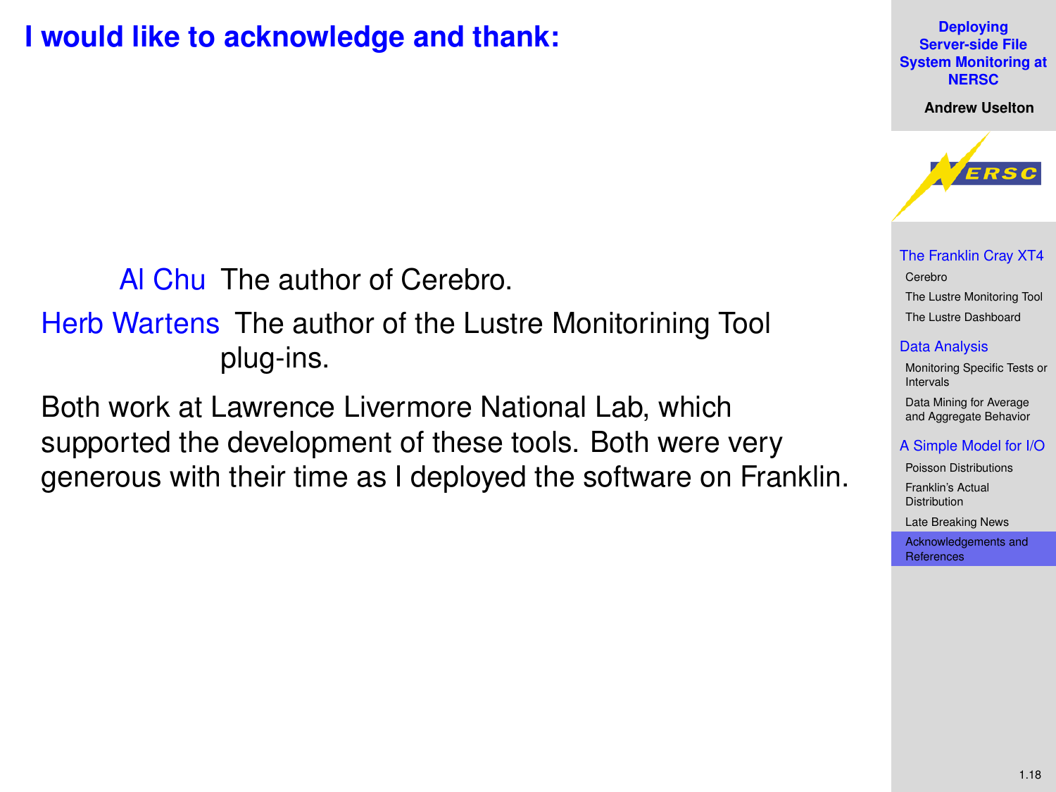## I would like to acknowledge and thank:

**Al Chu** The author of Cerebro.

**Herb Wartens** The author of the Lustre Monitorining Tool plug-ins.

Both work at Lawrence Livermore National Lab, which supported the development of these tools. Both were very generous with their time as I deployed the software on Franklin.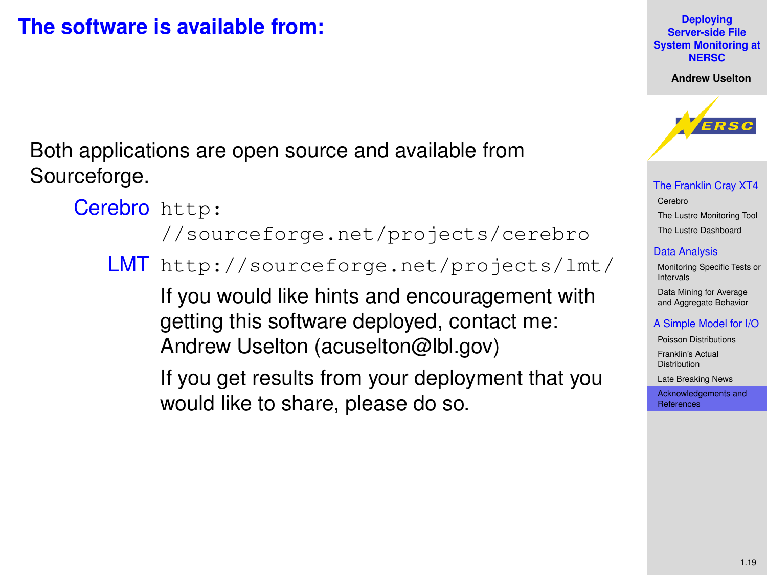# The software is available from:

Both applications are open source and available from Sourceforge.

**Cerebro** http://sourceforge.net/projects/cerebro

**LMT** http://sourceforge.net/projects/lmt/

If you would like hints and encouragement with getting this software deployed, contact me: Andrew Uselton (acuselton@lbl.gov)

If you get results from your deployment that you would like to share, please do so.